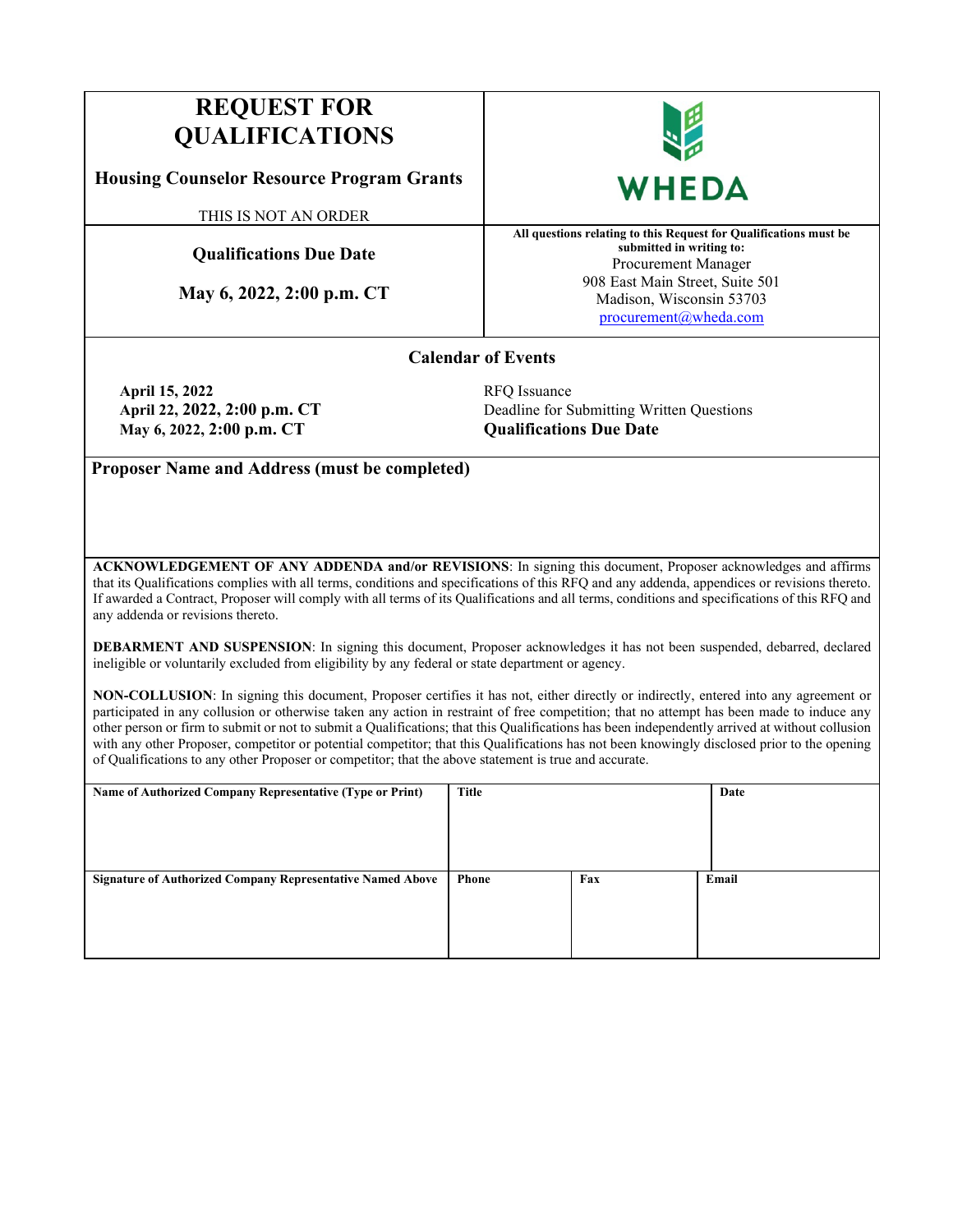# REQUEST FOR QUALIFICATIONS

## Housing Counselor Resource Program Grants

THIS IS NOT AN ORDER

WHEDA

**Qualifications Due Date**

**May 6, 2022, 2:00 p.m. CT**

**All questions relating to this Request for Qualifications must be submitted in writing to:**
Procurement Manager
908 East Main Street, Suite 501
Madison, Wisconsin 53703
procurement@wheda.com

### Calendar of Events

| | |
|---|---|
| **April 15, 2022** | RFQ Issuance |
| **April 22, 2022, 2:00 p.m. CT** | Deadline for Submitting Written Questions |
| **May 6, 2022, 2:00 p.m. CT** | **Qualifications Due Date** |

**Proposer Name and Address (must be completed)**

**ACKNOWLEDGEMENT OF ANY ADDENDA and/or REVISIONS**: In signing this document, Proposer acknowledges and affirms that its Qualifications complies with all terms, conditions and specifications of this RFQ and any addenda, appendices or revisions thereto. If awarded a Contract, Proposer will comply with all terms of its Qualifications and all terms, conditions and specifications of this RFQ and any addenda or revisions thereto.

**DEBARMENT AND SUSPENSION**: In signing this document, Proposer acknowledges it has not been suspended, debarred, declared ineligible or voluntarily excluded from eligibility by any federal or state department or agency.

**NON-COLLUSION**: In signing this document, Proposer certifies it has not, either directly or indirectly, entered into any agreement or participated in any collusion or otherwise taken any action in restraint of free competition; that no attempt has been made to induce any other person or firm to submit or not to submit a Qualifications; that this Qualifications has been independently arrived at without collusion with any other Proposer, competitor or potential competitor; that this Qualifications has not been knowingly disclosed prior to the opening of Qualifications to any other Proposer or competitor; that the above statement is true and accurate.

| **Name of Authorized Company Representative (Type or Print)** | **Title** | | **Date** |
|---|---|---|---|
| | | | |
| **Signature of Authorized Company Representative Named Above** | **Phone** | **Fax** | **Email** |
| | | | |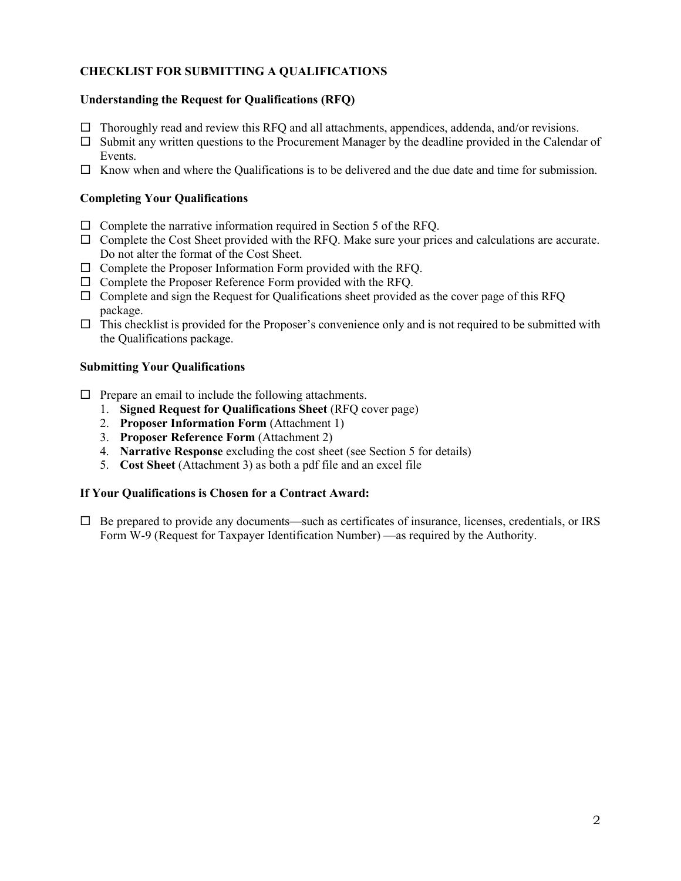**CHECKLIST FOR SUBMITTING A QUALIFICATIONS**

**Understanding the Request for Qualifications (RFQ)**

- ☐ Thoroughly read and review this RFQ and all attachments, appendices, addenda, and/or revisions.
- ☐ Submit any written questions to the Procurement Manager by the deadline provided in the Calendar of Events.
- ☐ Know when and where the Qualifications is to be delivered and the due date and time for submission.

**Completing Your Qualifications**

- ☐ Complete the narrative information required in Section 5 of the RFQ.
- ☐ Complete the Cost Sheet provided with the RFQ. Make sure your prices and calculations are accurate. Do not alter the format of the Cost Sheet.
- ☐ Complete the Proposer Information Form provided with the RFQ.
- ☐ Complete the Proposer Reference Form provided with the RFQ.
- ☐ Complete and sign the Request for Qualifications sheet provided as the cover page of this RFQ package.
- ☐ This checklist is provided for the Proposer's convenience only and is not required to be submitted with the Qualifications package.

**Submitting Your Qualifications**

- ☐ Prepare an email to include the following attachments.
  1. **Signed Request for Qualifications Sheet** (RFQ cover page)
  2. **Proposer Information Form** (Attachment 1)
  3. **Proposer Reference Form** (Attachment 2)
  4. **Narrative Response** excluding the cost sheet (see Section 5 for details)
  5. **Cost Sheet** (Attachment 3) as both a pdf file and an excel file

**If Your Qualifications is Chosen for a Contract Award:**

- ☐ Be prepared to provide any documents—such as certificates of insurance, licenses, credentials, or IRS Form W-9 (Request for Taxpayer Identification Number) —as required by the Authority.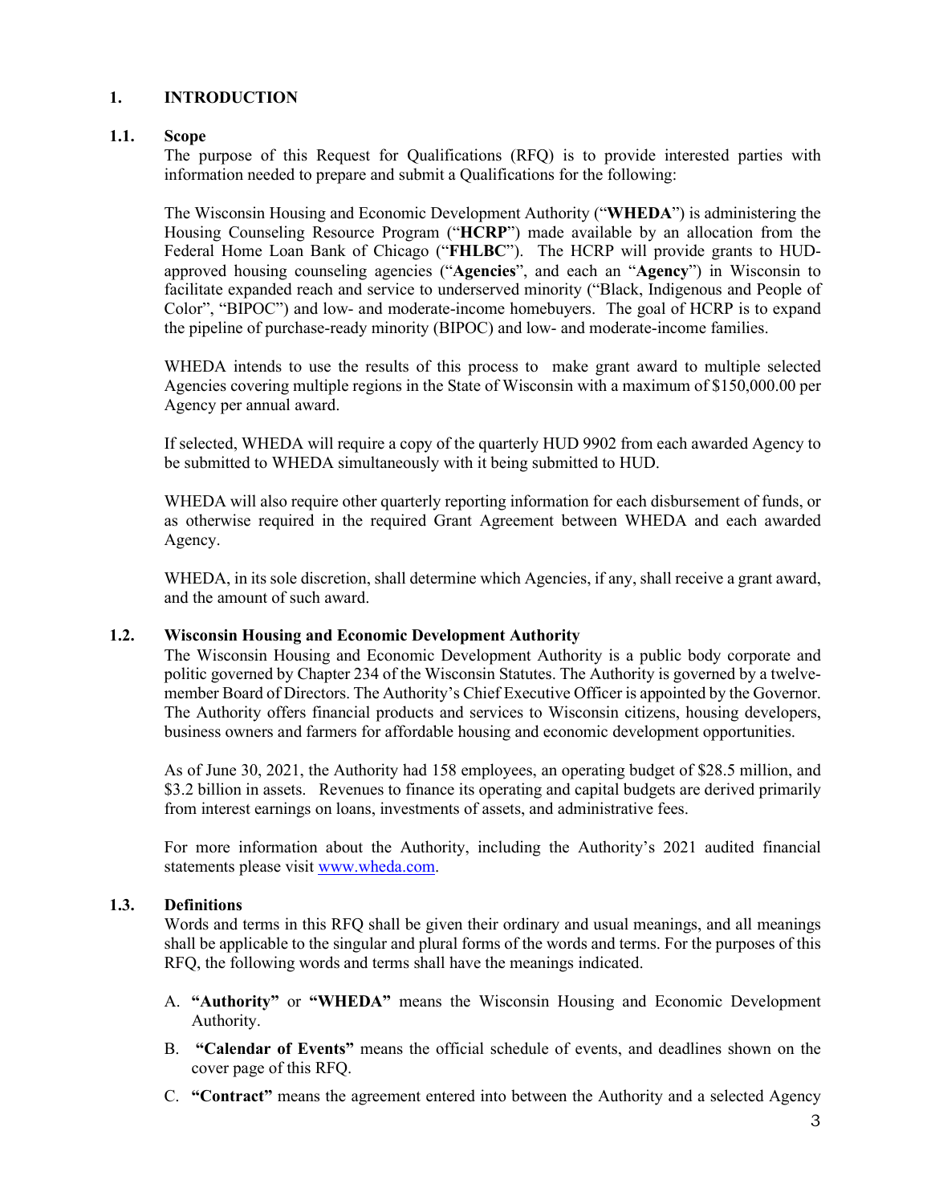## 1. INTRODUCTION

### 1.1. Scope

The purpose of this Request for Qualifications (RFQ) is to provide interested parties with information needed to prepare and submit a Qualifications for the following:

The Wisconsin Housing and Economic Development Authority ("**WHEDA**") is administering the Housing Counseling Resource Program ("**HCRP**") made available by an allocation from the Federal Home Loan Bank of Chicago ("**FHLBC**"). The HCRP will provide grants to HUD-approved housing counseling agencies ("**Agencies**", and each an "**Agency**") in Wisconsin to facilitate expanded reach and service to underserved minority ("Black, Indigenous and People of Color", "BIPOC") and low- and moderate-income homebuyers. The goal of HCRP is to expand the pipeline of purchase-ready minority (BIPOC) and low- and moderate-income families.

WHEDA intends to use the results of this process to make grant award to multiple selected Agencies covering multiple regions in the State of Wisconsin with a maximum of $150,000.00 per Agency per annual award.

If selected, WHEDA will require a copy of the quarterly HUD 9902 from each awarded Agency to be submitted to WHEDA simultaneously with it being submitted to HUD.

WHEDA will also require other quarterly reporting information for each disbursement of funds, or as otherwise required in the required Grant Agreement between WHEDA and each awarded Agency.

WHEDA, in its sole discretion, shall determine which Agencies, if any, shall receive a grant award, and the amount of such award.

### 1.2. Wisconsin Housing and Economic Development Authority

The Wisconsin Housing and Economic Development Authority is a public body corporate and politic governed by Chapter 234 of the Wisconsin Statutes. The Authority is governed by a twelve-member Board of Directors. The Authority's Chief Executive Officer is appointed by the Governor. The Authority offers financial products and services to Wisconsin citizens, housing developers, business owners and farmers for affordable housing and economic development opportunities.

As of June 30, 2021, the Authority had 158 employees, an operating budget of $28.5 million, and $3.2 billion in assets. Revenues to finance its operating and capital budgets are derived primarily from interest earnings on loans, investments of assets, and administrative fees.

For more information about the Authority, including the Authority's 2021 audited financial statements please visit [www.wheda.com](www.wheda.com).

### 1.3. Definitions

Words and terms in this RFQ shall be given their ordinary and usual meanings, and all meanings shall be applicable to the singular and plural forms of the words and terms. For the purposes of this RFQ, the following words and terms shall have the meanings indicated.

A. **"Authority"** or **"WHEDA"** means the Wisconsin Housing and Economic Development Authority.

B. **"Calendar of Events"** means the official schedule of events, and deadlines shown on the cover page of this RFQ.

C. **"Contract"** means the agreement entered into between the Authority and a selected Agency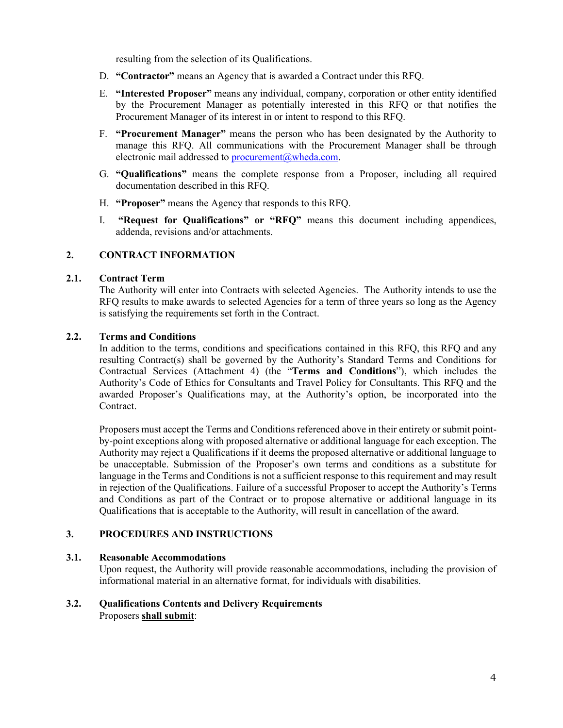resulting from the selection of its Qualifications.

D. **"Contractor"** means an Agency that is awarded a Contract under this RFQ.

E. **"Interested Proposer"** means any individual, company, corporation or other entity identified by the Procurement Manager as potentially interested in this RFQ or that notifies the Procurement Manager of its interest in or intent to respond to this RFQ.

F. **"Procurement Manager"** means the person who has been designated by the Authority to manage this RFQ. All communications with the Procurement Manager shall be through electronic mail addressed to procurement@wheda.com.

G. **"Qualifications"** means the complete response from a Proposer, including all required documentation described in this RFQ.

H. **"Proposer"** means the Agency that responds to this RFQ.

I. **"Request for Qualifications" or "RFQ"** means this document including appendices, addenda, revisions and/or attachments.

## 2. CONTRACT INFORMATION

### 2.1. Contract Term

The Authority will enter into Contracts with selected Agencies. The Authority intends to use the RFQ results to make awards to selected Agencies for a term of three years so long as the Agency is satisfying the requirements set forth in the Contract.

### 2.2. Terms and Conditions

In addition to the terms, conditions and specifications contained in this RFQ, this RFQ and any resulting Contract(s) shall be governed by the Authority's Standard Terms and Conditions for Contractual Services (Attachment 4) (the "**Terms and Conditions**"), which includes the Authority's Code of Ethics for Consultants and Travel Policy for Consultants. This RFQ and the awarded Proposer's Qualifications may, at the Authority's option, be incorporated into the Contract.

Proposers must accept the Terms and Conditions referenced above in their entirety or submit point-by-point exceptions along with proposed alternative or additional language for each exception. The Authority may reject a Qualifications if it deems the proposed alternative or additional language to be unacceptable. Submission of the Proposer's own terms and conditions as a substitute for language in the Terms and Conditions is not a sufficient response to this requirement and may result in rejection of the Qualifications. Failure of a successful Proposer to accept the Authority's Terms and Conditions as part of the Contract or to propose alternative or additional language in its Qualifications that is acceptable to the Authority, will result in cancellation of the award.

## 3. PROCEDURES AND INSTRUCTIONS

### 3.1. Reasonable Accommodations

Upon request, the Authority will provide reasonable accommodations, including the provision of informational material in an alternative format, for individuals with disabilities.

### 3.2. Qualifications Contents and Delivery Requirements

Proposers **shall submit**: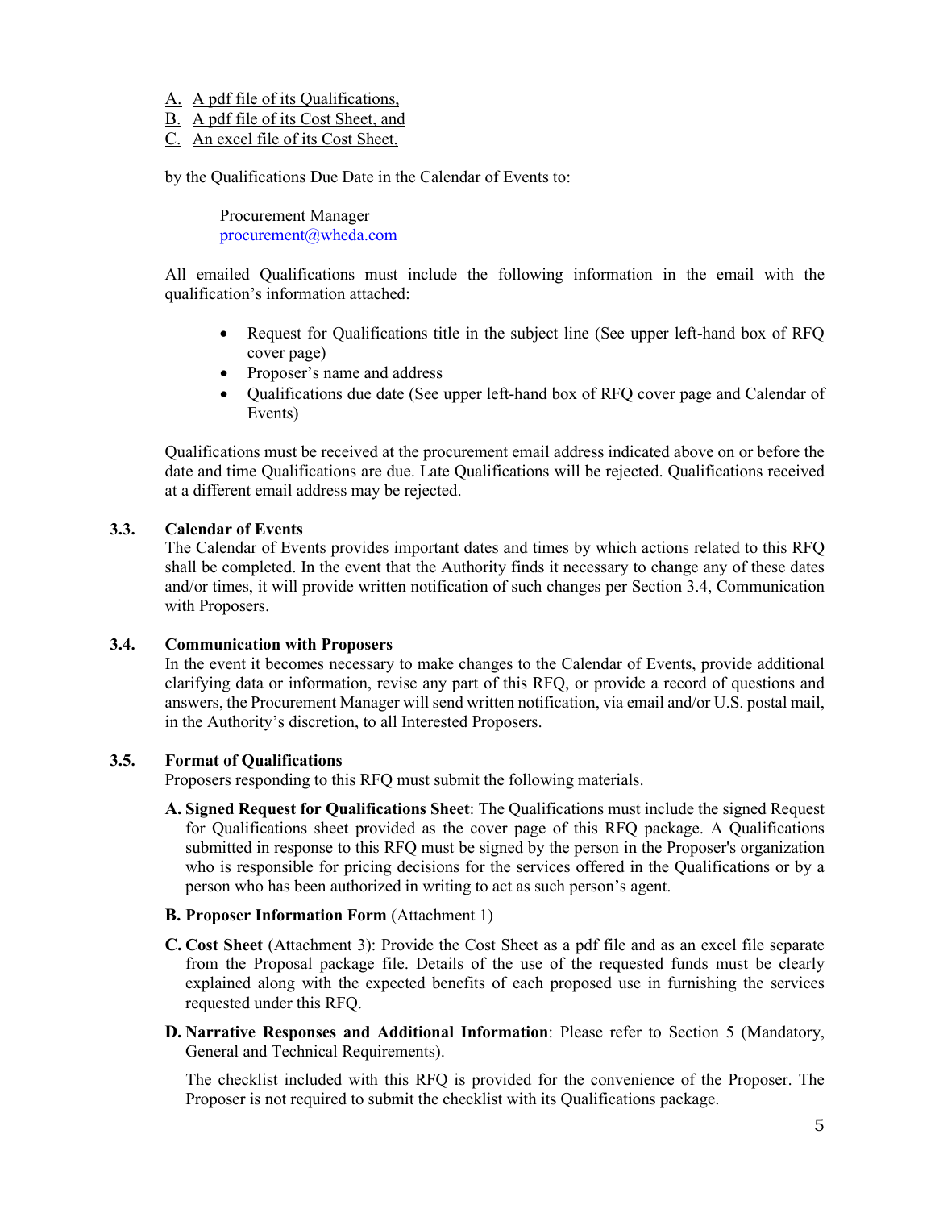A. A pdf file of its Qualifications,
B. A pdf file of its Cost Sheet, and
C. An excel file of its Cost Sheet,

by the Qualifications Due Date in the Calendar of Events to:

Procurement Manager
procurement@wheda.com

All emailed Qualifications must include the following information in the email with the qualification's information attached:

- Request for Qualifications title in the subject line (See upper left-hand box of RFQ cover page)
- Proposer's name and address
- Qualifications due date (See upper left-hand box of RFQ cover page and Calendar of Events)

Qualifications must be received at the procurement email address indicated above on or before the date and time Qualifications are due. Late Qualifications will be rejected. Qualifications received at a different email address may be rejected.

### 3.3. Calendar of Events

The Calendar of Events provides important dates and times by which actions related to this RFQ shall be completed. In the event that the Authority finds it necessary to change any of these dates and/or times, it will provide written notification of such changes per Section 3.4, Communication with Proposers.

### 3.4. Communication with Proposers

In the event it becomes necessary to make changes to the Calendar of Events, provide additional clarifying data or information, revise any part of this RFQ, or provide a record of questions and answers, the Procurement Manager will send written notification, via email and/or U.S. postal mail, in the Authority's discretion, to all Interested Proposers.

### 3.5. Format of Qualifications

Proposers responding to this RFQ must submit the following materials.

**A. Signed Request for Qualifications Sheet**: The Qualifications must include the signed Request for Qualifications sheet provided as the cover page of this RFQ package. A Qualifications submitted in response to this RFQ must be signed by the person in the Proposer's organization who is responsible for pricing decisions for the services offered in the Qualifications or by a person who has been authorized in writing to act as such person's agent.

**B. Proposer Information Form** (Attachment 1)

**C. Cost Sheet** (Attachment 3): Provide the Cost Sheet as a pdf file and as an excel file separate from the Proposal package file. Details of the use of the requested funds must be clearly explained along with the expected benefits of each proposed use in furnishing the services requested under this RFQ.

**D. Narrative Responses and Additional Information**: Please refer to Section 5 (Mandatory, General and Technical Requirements).

The checklist included with this RFQ is provided for the convenience of the Proposer. The Proposer is not required to submit the checklist with its Qualifications package.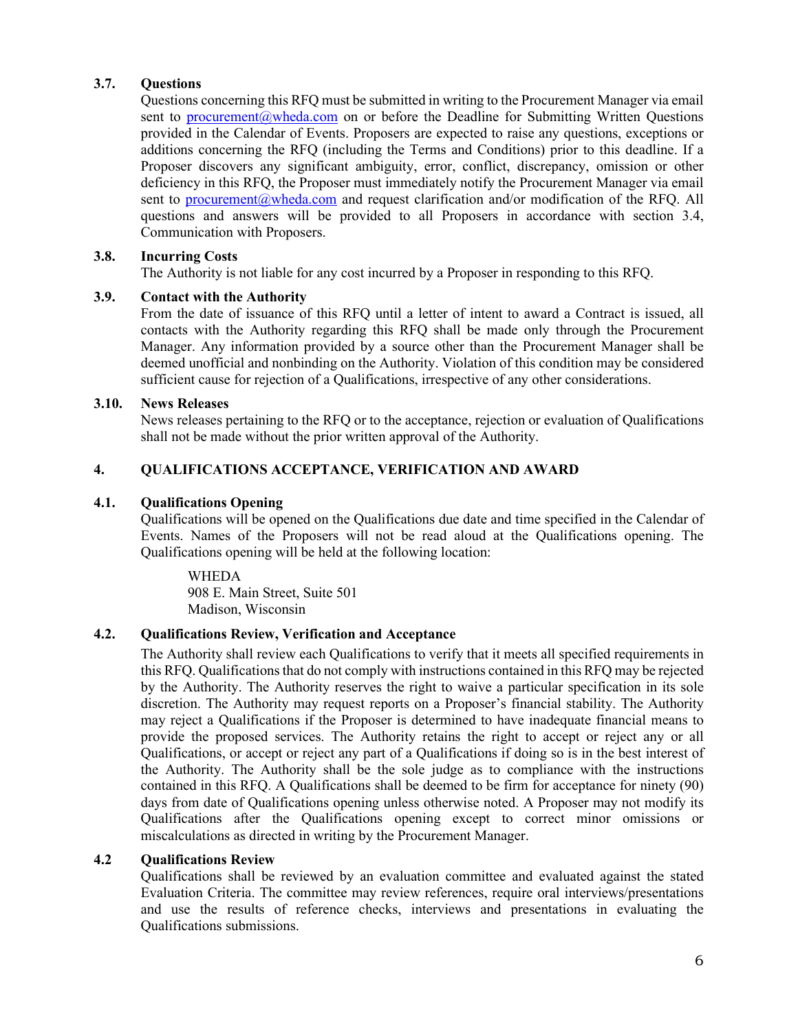### 3.7. Questions

Questions concerning this RFQ must be submitted in writing to the Procurement Manager via email sent to procurement@wheda.com on or before the Deadline for Submitting Written Questions provided in the Calendar of Events. Proposers are expected to raise any questions, exceptions or additions concerning the RFQ (including the Terms and Conditions) prior to this deadline. If a Proposer discovers any significant ambiguity, error, conflict, discrepancy, omission or other deficiency in this RFQ, the Proposer must immediately notify the Procurement Manager via email sent to procurement@wheda.com and request clarification and/or modification of the RFQ. All questions and answers will be provided to all Proposers in accordance with section 3.4, Communication with Proposers.

### 3.8. Incurring Costs

The Authority is not liable for any cost incurred by a Proposer in responding to this RFQ.

### 3.9. Contact with the Authority

From the date of issuance of this RFQ until a letter of intent to award a Contract is issued, all contacts with the Authority regarding this RFQ shall be made only through the Procurement Manager. Any information provided by a source other than the Procurement Manager shall be deemed unofficial and nonbinding on the Authority. Violation of this condition may be considered sufficient cause for rejection of a Qualifications, irrespective of any other considerations.

### 3.10. News Releases

News releases pertaining to the RFQ or to the acceptance, rejection or evaluation of Qualifications shall not be made without the prior written approval of the Authority.

## 4. QUALIFICATIONS ACCEPTANCE, VERIFICATION AND AWARD

### 4.1. Qualifications Opening

Qualifications will be opened on the Qualifications due date and time specified in the Calendar of Events. Names of the Proposers will not be read aloud at the Qualifications opening. The Qualifications opening will be held at the following location:

WHEDA
908 E. Main Street, Suite 501
Madison, Wisconsin

### 4.2. Qualifications Review, Verification and Acceptance

The Authority shall review each Qualifications to verify that it meets all specified requirements in this RFQ. Qualifications that do not comply with instructions contained in this RFQ may be rejected by the Authority. The Authority reserves the right to waive a particular specification in its sole discretion. The Authority may request reports on a Proposer's financial stability. The Authority may reject a Qualifications if the Proposer is determined to have inadequate financial means to provide the proposed services. The Authority retains the right to accept or reject any or all Qualifications, or accept or reject any part of a Qualifications if doing so is in the best interest of the Authority. The Authority shall be the sole judge as to compliance with the instructions contained in this RFQ. A Qualifications shall be deemed to be firm for acceptance for ninety (90) days from date of Qualifications opening unless otherwise noted. A Proposer may not modify its Qualifications after the Qualifications opening except to correct minor omissions or miscalculations as directed in writing by the Procurement Manager.

### 4.2 Qualifications Review

Qualifications shall be reviewed by an evaluation committee and evaluated against the stated Evaluation Criteria. The committee may review references, require oral interviews/presentations and use the results of reference checks, interviews and presentations in evaluating the Qualifications submissions.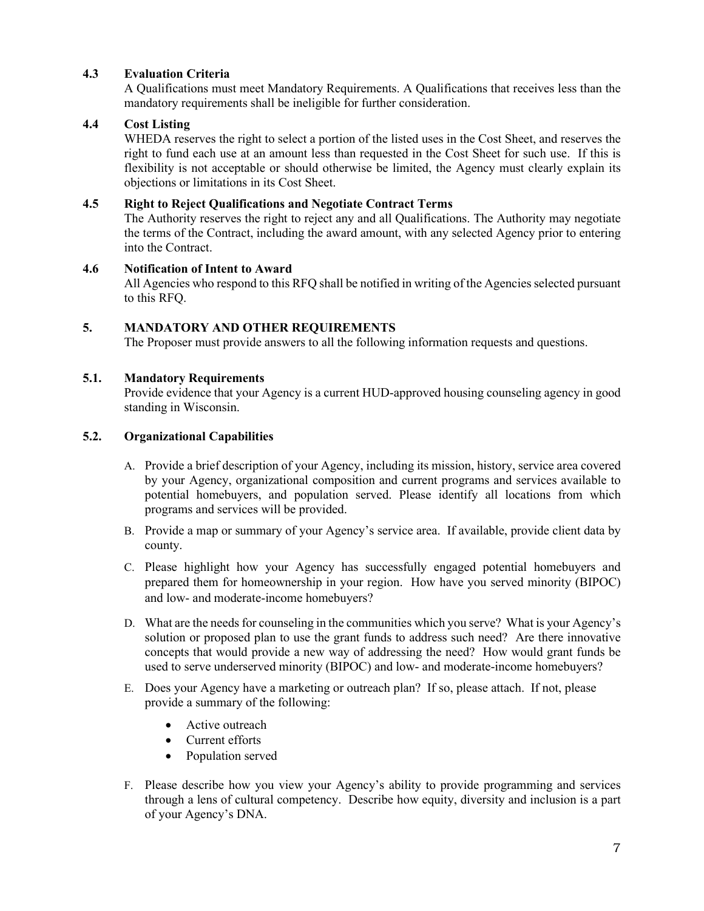### 4.3 Evaluation Criteria

A Qualifications must meet Mandatory Requirements. A Qualifications that receives less than the mandatory requirements shall be ineligible for further consideration.

### 4.4 Cost Listing

WHEDA reserves the right to select a portion of the listed uses in the Cost Sheet, and reserves the right to fund each use at an amount less than requested in the Cost Sheet for such use. If this is flexibility is not acceptable or should otherwise be limited, the Agency must clearly explain its objections or limitations in its Cost Sheet.

### 4.5 Right to Reject Qualifications and Negotiate Contract Terms

The Authority reserves the right to reject any and all Qualifications. The Authority may negotiate the terms of the Contract, including the award amount, with any selected Agency prior to entering into the Contract.

### 4.6 Notification of Intent to Award

All Agencies who respond to this RFQ shall be notified in writing of the Agencies selected pursuant to this RFQ.

## 5. MANDATORY AND OTHER REQUIREMENTS

The Proposer must provide answers to all the following information requests and questions.

### 5.1. Mandatory Requirements

Provide evidence that your Agency is a current HUD-approved housing counseling agency in good standing in Wisconsin.

### 5.2. Organizational Capabilities

A. Provide a brief description of your Agency, including its mission, history, service area covered by your Agency, organizational composition and current programs and services available to potential homebuyers, and population served. Please identify all locations from which programs and services will be provided.

B. Provide a map or summary of your Agency's service area. If available, provide client data by county.

C. Please highlight how your Agency has successfully engaged potential homebuyers and prepared them for homeownership in your region. How have you served minority (BIPOC) and low- and moderate-income homebuyers?

D. What are the needs for counseling in the communities which you serve? What is your Agency's solution or proposed plan to use the grant funds to address such need? Are there innovative concepts that would provide a new way of addressing the need? How would grant funds be used to serve underserved minority (BIPOC) and low- and moderate-income homebuyers?

E. Does your Agency have a marketing or outreach plan? If so, please attach. If not, please provide a summary of the following:

- Active outreach
- Current efforts
- Population served

F. Please describe how you view your Agency's ability to provide programming and services through a lens of cultural competency. Describe how equity, diversity and inclusion is a part of your Agency's DNA.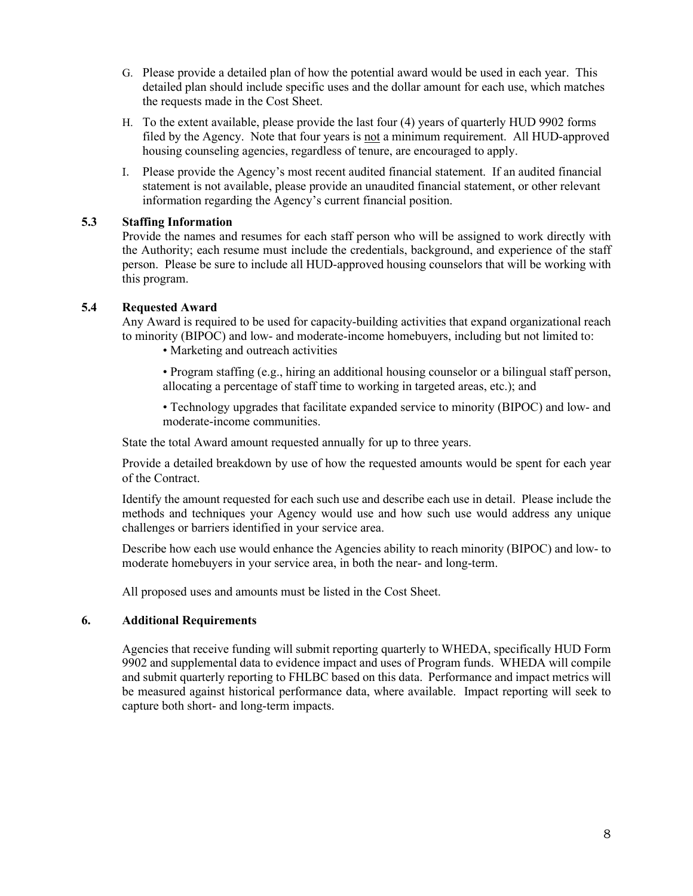G. Please provide a detailed plan of how the potential award would be used in each year. This detailed plan should include specific uses and the dollar amount for each use, which matches the requests made in the Cost Sheet.

H. To the extent available, please provide the last four (4) years of quarterly HUD 9902 forms filed by the Agency. Note that four years is not a minimum requirement. All HUD-approved housing counseling agencies, regardless of tenure, are encouraged to apply.

I. Please provide the Agency's most recent audited financial statement. If an audited financial statement is not available, please provide an unaudited financial statement, or other relevant information regarding the Agency's current financial position.

### 5.3 Staffing Information

Provide the names and resumes for each staff person who will be assigned to work directly with the Authority; each resume must include the credentials, background, and experience of the staff person. Please be sure to include all HUD-approved housing counselors that will be working with this program.

### 5.4 Requested Award

Any Award is required to be used for capacity-building activities that expand organizational reach to minority (BIPOC) and low- and moderate-income homebuyers, including but not limited to:

- Marketing and outreach activities
- Program staffing (e.g., hiring an additional housing counselor or a bilingual staff person, allocating a percentage of staff time to working in targeted areas, etc.); and
- Technology upgrades that facilitate expanded service to minority (BIPOC) and low- and moderate-income communities.

State the total Award amount requested annually for up to three years.

Provide a detailed breakdown by use of how the requested amounts would be spent for each year of the Contract.

Identify the amount requested for each such use and describe each use in detail. Please include the methods and techniques your Agency would use and how such use would address any unique challenges or barriers identified in your service area.

Describe how each use would enhance the Agencies ability to reach minority (BIPOC) and low- to moderate homebuyers in your service area, in both the near- and long-term.

All proposed uses and amounts must be listed in the Cost Sheet.

## 6. Additional Requirements

Agencies that receive funding will submit reporting quarterly to WHEDA, specifically HUD Form 9902 and supplemental data to evidence impact and uses of Program funds. WHEDA will compile and submit quarterly reporting to FHLBC based on this data. Performance and impact metrics will be measured against historical performance data, where available. Impact reporting will seek to capture both short- and long-term impacts.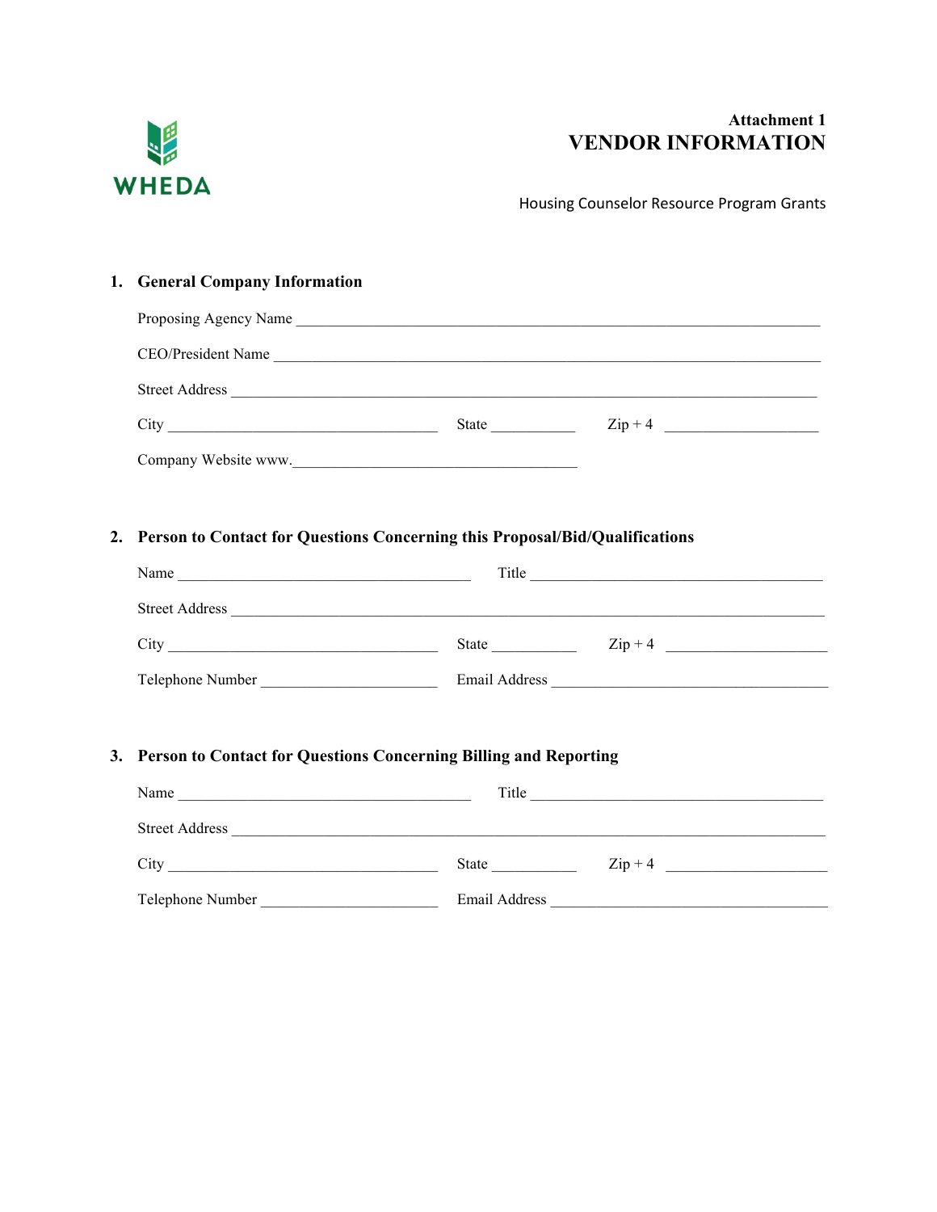WHEDA

**Attachment 1**

# VENDOR INFORMATION

Housing Counselor Resource Program Grants

## 1. General Company Information

Proposing Agency Name ________________________________________________

CEO/President Name ________________________________________________

Street Address ________________________________________________

City ______________________ State __________ Zip + 4 ________________

Company Website www.______________________________

## 2. Person to Contact for Questions Concerning this Proposal/Bid/Qualifications

Name ______________________ Title ______________________

Street Address ________________________________________________

City ______________________ State __________ Zip + 4 ________________

Telephone Number ________________ Email Address ______________________

## 3. Person to Contact for Questions Concerning Billing and Reporting

Name ______________________ Title ______________________

Street Address ________________________________________________

City ______________________ State __________ Zip + 4 ________________

Telephone Number ________________ Email Address ______________________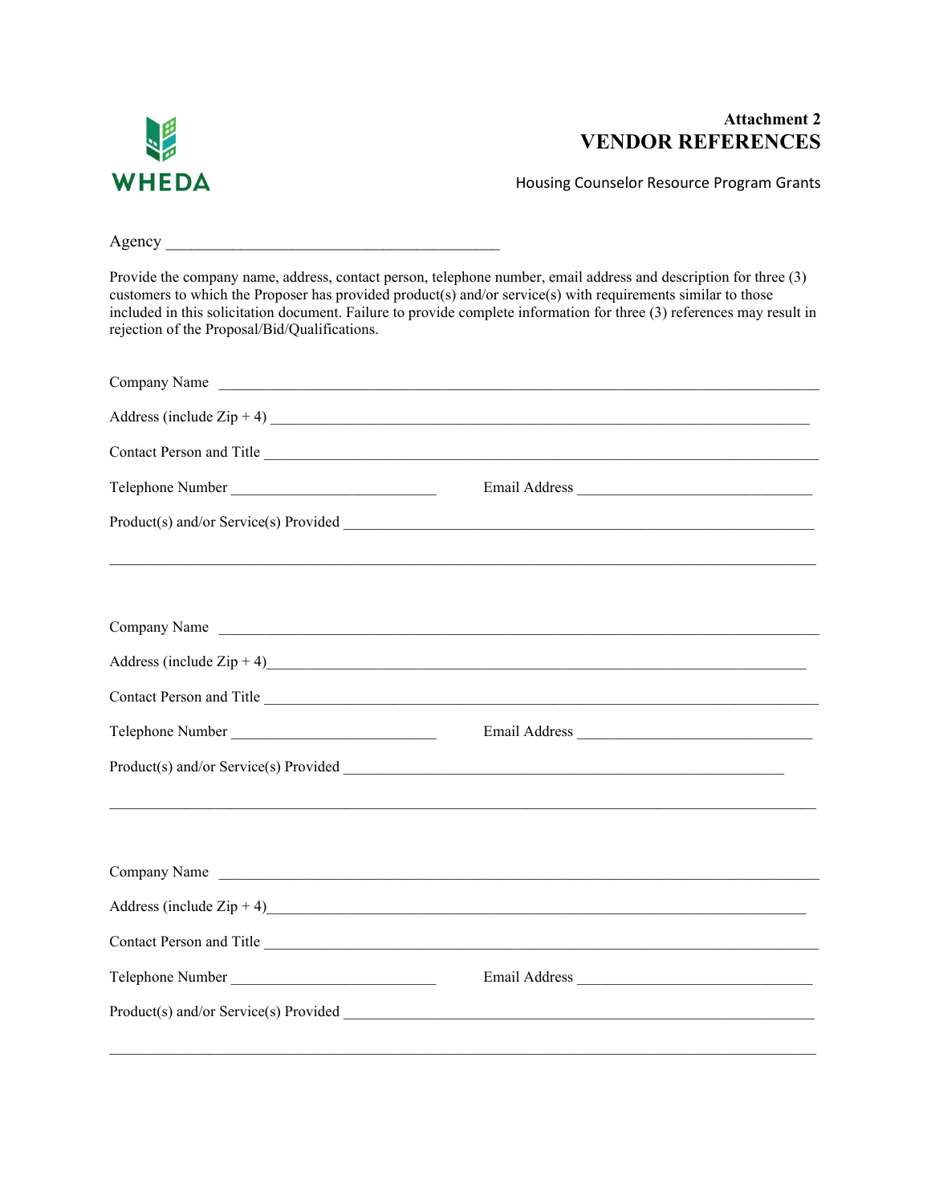WHEDA

**Attachment 2**

# VENDOR REFERENCES

Housing Counselor Resource Program Grants

Agency ________________________________________

Provide the company name, address, contact person, telephone number, email address and description for three (3) customers to which the Proposer has provided product(s) and/or service(s) with requirements similar to those included in this solicitation document. Failure to provide complete information for three (3) references may result in rejection of the Proposal/Bid/Qualifications.

Company Name ________________________________________________________________________

Address (include Zip + 4) ______________________________________________________________

Contact Person and Title _______________________________________________________________

Telephone Number ___________________________ Email Address _______________________________

Product(s) and/or Service(s) Provided ______________________________________________________

________________________________________________________________________________________

Company Name ________________________________________________________________________

Address (include Zip + 4) ______________________________________________________________

Contact Person and Title _______________________________________________________________

Telephone Number ___________________________ Email Address _______________________________

Product(s) and/or Service(s) Provided ______________________________________________________

________________________________________________________________________________________

Company Name ________________________________________________________________________

Address (include Zip + 4) ______________________________________________________________

Contact Person and Title _______________________________________________________________

Telephone Number ___________________________ Email Address _______________________________

Product(s) and/or Service(s) Provided ______________________________________________________

________________________________________________________________________________________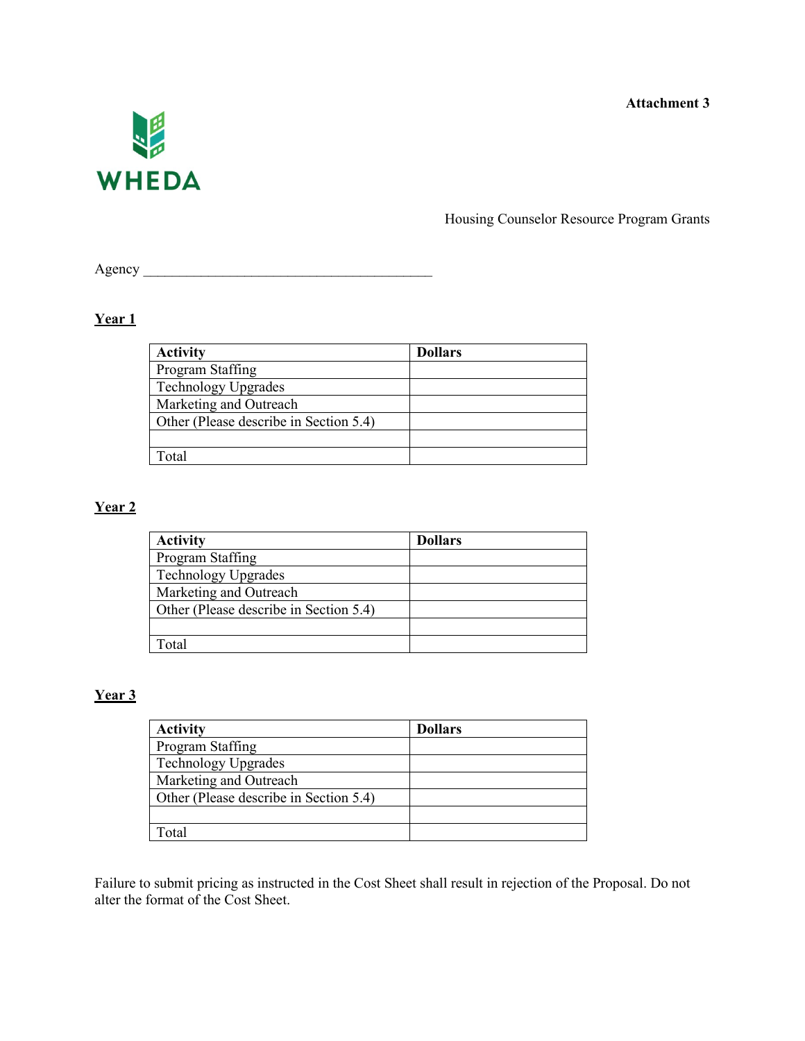**Attachment 3**

WHEDA

Housing Counselor Resource Program Grants

Agency ________________________________________

**Year 1**

| **Activity** | **Dollars** |
|---|---|
| Program Staffing | |
| Technology Upgrades | |
| Marketing and Outreach | |
| Other (Please describe in Section 5.4) | |
| | |
| Total | |

**Year 2**

| **Activity** | **Dollars** |
|---|---|
| Program Staffing | |
| Technology Upgrades | |
| Marketing and Outreach | |
| Other (Please describe in Section 5.4) | |
| | |
| Total | |

**Year 3**

| **Activity** | **Dollars** |
|---|---|
| Program Staffing | |
| Technology Upgrades | |
| Marketing and Outreach | |
| Other (Please describe in Section 5.4) | |
| | |
| Total | |

Failure to submit pricing as instructed in the Cost Sheet shall result in rejection of the Proposal. Do not alter the format of the Cost Sheet.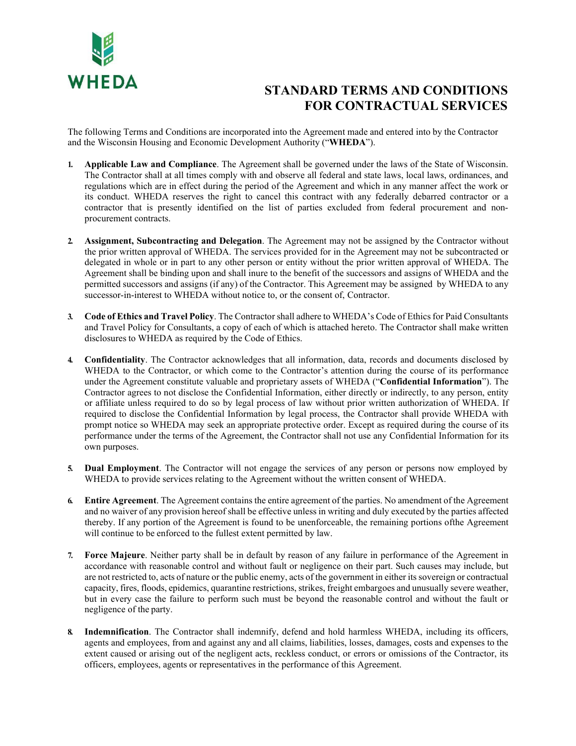WHEDA

# STANDARD TERMS AND CONDITIONS FOR CONTRACTUAL SERVICES

The following Terms and Conditions are incorporated into the Agreement made and entered into by the Contractor and the Wisconsin Housing and Economic Development Authority ("**WHEDA**").

1. **Applicable Law and Compliance**. The Agreement shall be governed under the laws of the State of Wisconsin. The Contractor shall at all times comply with and observe all federal and state laws, local laws, ordinances, and regulations which are in effect during the period of the Agreement and which in any manner affect the work or its conduct. WHEDA reserves the right to cancel this contract with any federally debarred contractor or a contractor that is presently identified on the list of parties excluded from federal procurement and non-procurement contracts.

2. **Assignment, Subcontracting and Delegation**. The Agreement may not be assigned by the Contractor without the prior written approval of WHEDA. The services provided for in the Agreement may not be subcontracted or delegated in whole or in part to any other person or entity without the prior written approval of WHEDA. The Agreement shall be binding upon and shall inure to the benefit of the successors and assigns of WHEDA and the permitted successors and assigns (if any) of the Contractor. This Agreement may be assigned by WHEDA to any successor-in-interest to WHEDA without notice to, or the consent of, Contractor.

3. **Code of Ethics and Travel Policy**. The Contractor shall adhere to WHEDA's Code of Ethics for Paid Consultants and Travel Policy for Consultants, a copy of each of which is attached hereto. The Contractor shall make written disclosures to WHEDA as required by the Code of Ethics.

4. **Confidentiality**. The Contractor acknowledges that all information, data, records and documents disclosed by WHEDA to the Contractor, or which come to the Contractor's attention during the course of its performance under the Agreement constitute valuable and proprietary assets of WHEDA ("**Confidential Information**"). The Contractor agrees to not disclose the Confidential Information, either directly or indirectly, to any person, entity or affiliate unless required to do so by legal process of law without prior written authorization of WHEDA. If required to disclose the Confidential Information by legal process, the Contractor shall provide WHEDA with prompt notice so WHEDA may seek an appropriate protective order. Except as required during the course of its performance under the terms of the Agreement, the Contractor shall not use any Confidential Information for its own purposes.

5. **Dual Employment**. The Contractor will not engage the services of any person or persons now employed by WHEDA to provide services relating to the Agreement without the written consent of WHEDA.

6. **Entire Agreement**. The Agreement contains the entire agreement of the parties. No amendment of the Agreement and no waiver of any provision hereof shall be effective unless in writing and duly executed by the parties affected thereby. If any portion of the Agreement is found to be unenforceable, the remaining portions ofthe Agreement will continue to be enforced to the fullest extent permitted by law.

7. **Force Majeure**. Neither party shall be in default by reason of any failure in performance of the Agreement in accordance with reasonable control and without fault or negligence on their part. Such causes may include, but are not restricted to, acts of nature or the public enemy, acts of the government in either its sovereign or contractual capacity, fires, floods, epidemics, quarantine restrictions, strikes, freight embargoes and unusually severe weather, but in every case the failure to perform such must be beyond the reasonable control and without the fault or negligence of the party.

8. **Indemnification**. The Contractor shall indemnify, defend and hold harmless WHEDA, including its officers, agents and employees, from and against any and all claims, liabilities, losses, damages, costs and expenses to the extent caused or arising out of the negligent acts, reckless conduct, or errors or omissions of the Contractor, its officers, employees, agents or representatives in the performance of this Agreement.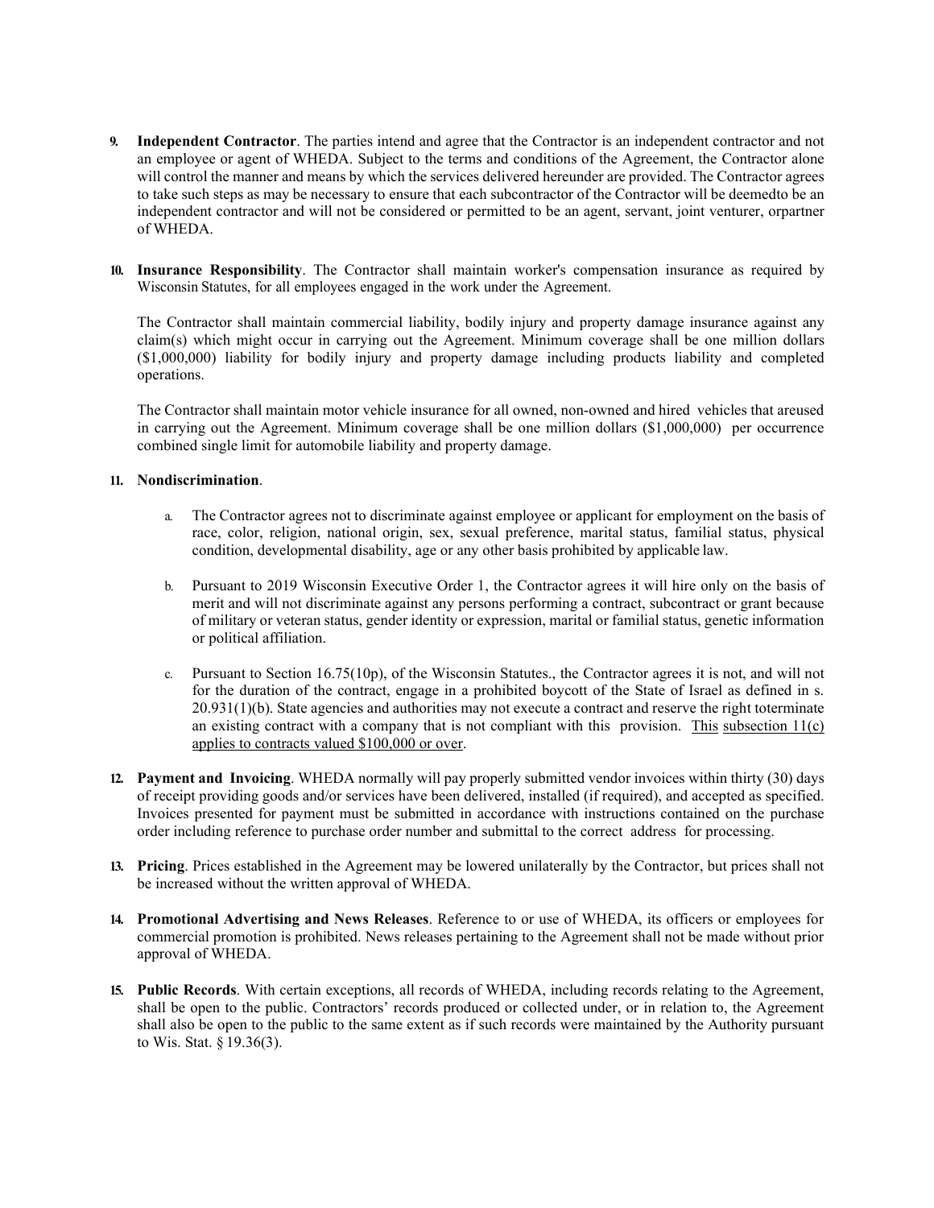9. **Independent Contractor**. The parties intend and agree that the Contractor is an independent contractor and not an employee or agent of WHEDA. Subject to the terms and conditions of the Agreement, the Contractor alone will control the manner and means by which the services delivered hereunder are provided. The Contractor agrees to take such steps as may be necessary to ensure that each subcontractor of the Contractor will be deemedto be an independent contractor and will not be considered or permitted to be an agent, servant, joint venturer, orpartner of WHEDA.

10. **Insurance Responsibility**. The Contractor shall maintain worker's compensation insurance as required by Wisconsin Statutes, for all employees engaged in the work under the Agreement.

    The Contractor shall maintain commercial liability, bodily injury and property damage insurance against any claim(s) which might occur in carrying out the Agreement. Minimum coverage shall be one million dollars ($1,000,000) liability for bodily injury and property damage including products liability and completed operations.

    The Contractor shall maintain motor vehicle insurance for all owned, non-owned and hired vehicles that areused in carrying out the Agreement. Minimum coverage shall be one million dollars ($1,000,000) per occurrence combined single limit for automobile liability and property damage.

11. **Nondiscrimination**.

    a. The Contractor agrees not to discriminate against employee or applicant for employment on the basis of race, color, religion, national origin, sex, sexual preference, marital status, familial status, physical condition, developmental disability, age or any other basis prohibited by applicable law.

    b. Pursuant to 2019 Wisconsin Executive Order 1, the Contractor agrees it will hire only on the basis of merit and will not discriminate against any persons performing a contract, subcontract or grant because of military or veteran status, gender identity or expression, marital or familial status, genetic information or political affiliation.

    c. Pursuant to Section 16.75(10p), of the Wisconsin Statutes., the Contractor agrees it is not, and will not for the duration of the contract, engage in a prohibited boycott of the State of Israel as defined in s. 20.931(1)(b). State agencies and authorities may not execute a contract and reserve the right toterminate an existing contract with a company that is not compliant with this provision. This subsection 11(c) applies to contracts valued $100,000 or over.

12. **Payment and Invoicing**. WHEDA normally will pay properly submitted vendor invoices within thirty (30) days of receipt providing goods and/or services have been delivered, installed (if required), and accepted as specified. Invoices presented for payment must be submitted in accordance with instructions contained on the purchase order including reference to purchase order number and submittal to the correct address for processing.

13. **Pricing**. Prices established in the Agreement may be lowered unilaterally by the Contractor, but prices shall not be increased without the written approval of WHEDA.

14. **Promotional Advertising and News Releases**. Reference to or use of WHEDA, its officers or employees for commercial promotion is prohibited. News releases pertaining to the Agreement shall not be made without prior approval of WHEDA.

15. **Public Records**. With certain exceptions, all records of WHEDA, including records relating to the Agreement, shall be open to the public. Contractors' records produced or collected under, or in relation to, the Agreement shall also be open to the public to the same extent as if such records were maintained by the Authority pursuant to Wis. Stat. § 19.36(3).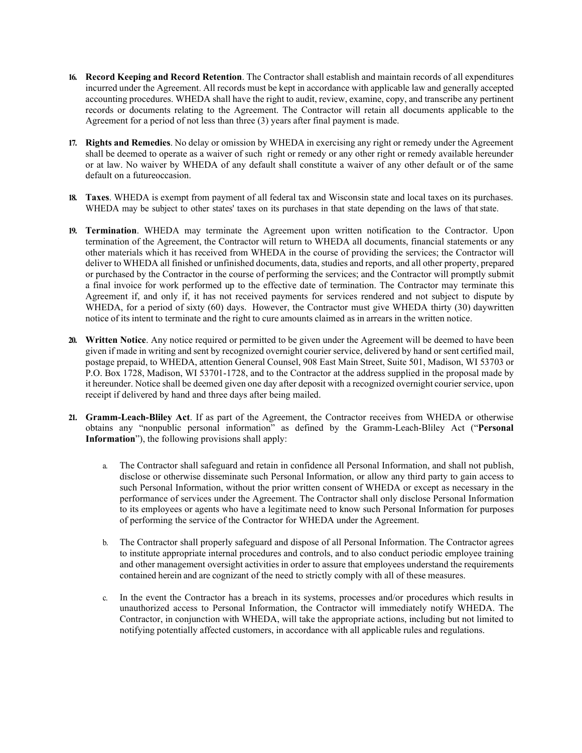16. **Record Keeping and Record Retention**. The Contractor shall establish and maintain records of all expenditures incurred under the Agreement. All records must be kept in accordance with applicable law and generally accepted accounting procedures. WHEDA shall have the right to audit, review, examine, copy, and transcribe any pertinent records or documents relating to the Agreement. The Contractor will retain all documents applicable to the Agreement for a period of not less than three (3) years after final payment is made.

17. **Rights and Remedies**. No delay or omission by WHEDA in exercising any right or remedy under the Agreement shall be deemed to operate as a waiver of such right or remedy or any other right or remedy available hereunder or at law. No waiver by WHEDA of any default shall constitute a waiver of any other default or of the same default on a futureoccasion.

18. **Taxes**. WHEDA is exempt from payment of all federal tax and Wisconsin state and local taxes on its purchases. WHEDA may be subject to other states' taxes on its purchases in that state depending on the laws of that state.

19. **Termination**. WHEDA may terminate the Agreement upon written notification to the Contractor. Upon termination of the Agreement, the Contractor will return to WHEDA all documents, financial statements or any other materials which it has received from WHEDA in the course of providing the services; the Contractor will deliver to WHEDA all finished or unfinished documents, data, studies and reports, and all other property, prepared or purchased by the Contractor in the course of performing the services; and the Contractor will promptly submit a final invoice for work performed up to the effective date of termination. The Contractor may terminate this Agreement if, and only if, it has not received payments for services rendered and not subject to dispute by WHEDA, for a period of sixty (60) days. However, the Contractor must give WHEDA thirty (30) daywritten notice of its intent to terminate and the right to cure amounts claimed as in arrears in the written notice.

20. **Written Notice**. Any notice required or permitted to be given under the Agreement will be deemed to have been given if made in writing and sent by recognized overnight courier service, delivered by hand or sent certified mail, postage prepaid, to WHEDA, attention General Counsel, 908 East Main Street, Suite 501, Madison, WI 53703 or P.O. Box 1728, Madison, WI 53701-1728, and to the Contractor at the address supplied in the proposal made by it hereunder. Notice shall be deemed given one day after deposit with a recognized overnight courier service, upon receipt if delivered by hand and three days after being mailed.

21. **Gramm-Leach-Bliley Act**. If as part of the Agreement, the Contractor receives from WHEDA or otherwise obtains any "nonpublic personal information" as defined by the Gramm-Leach-Bliley Act ("**Personal Information**"), the following provisions shall apply:

    a. The Contractor shall safeguard and retain in confidence all Personal Information, and shall not publish, disclose or otherwise disseminate such Personal Information, or allow any third party to gain access to such Personal Information, without the prior written consent of WHEDA or except as necessary in the performance of services under the Agreement. The Contractor shall only disclose Personal Information to its employees or agents who have a legitimate need to know such Personal Information for purposes of performing the service of the Contractor for WHEDA under the Agreement.

    b. The Contractor shall properly safeguard and dispose of all Personal Information. The Contractor agrees to institute appropriate internal procedures and controls, and to also conduct periodic employee training and other management oversight activities in order to assure that employees understand the requirements contained herein and are cognizant of the need to strictly comply with all of these measures.

    c. In the event the Contractor has a breach in its systems, processes and/or procedures which results in unauthorized access to Personal Information, the Contractor will immediately notify WHEDA. The Contractor, in conjunction with WHEDA, will take the appropriate actions, including but not limited to notifying potentially affected customers, in accordance with all applicable rules and regulations.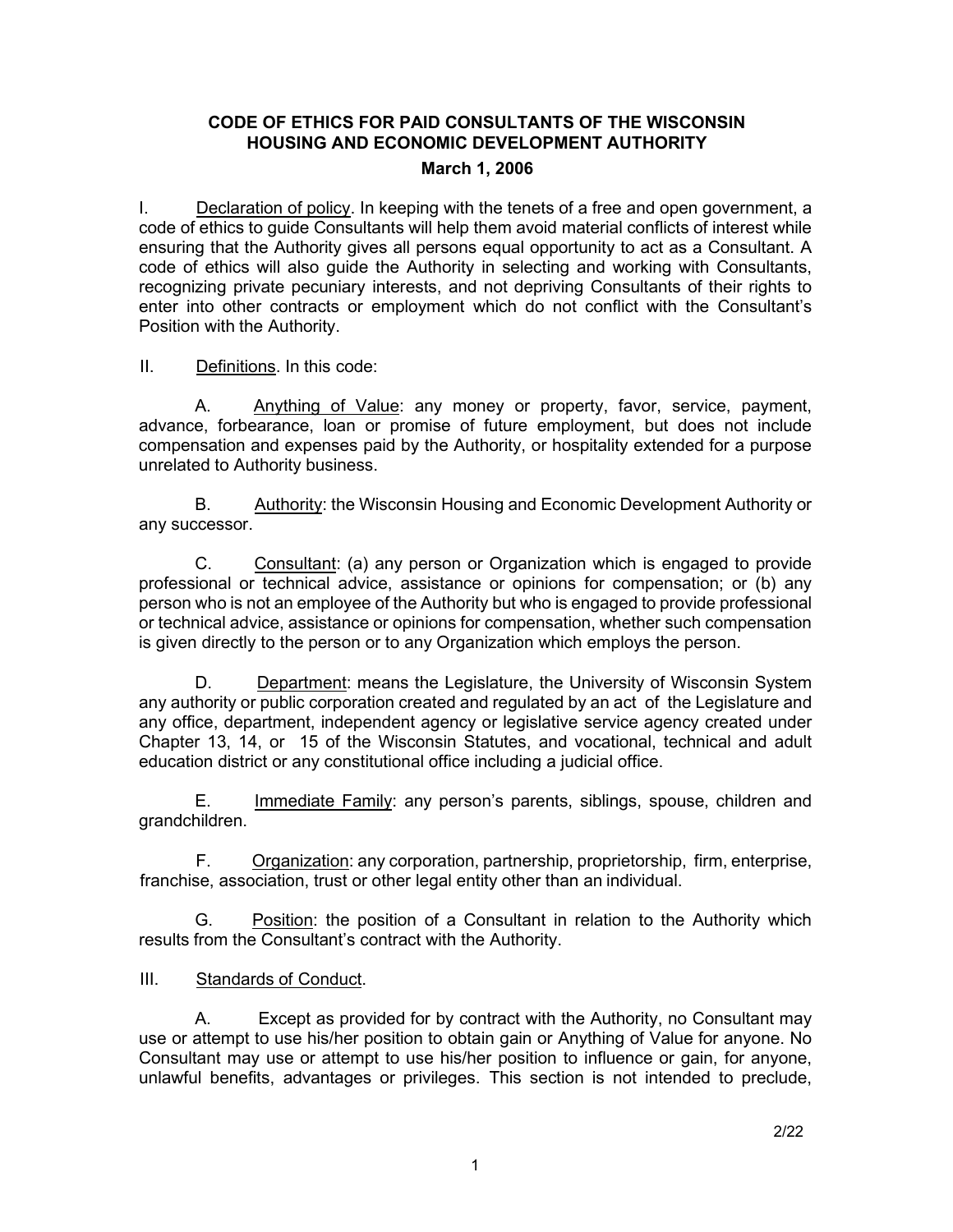**CODE OF ETHICS FOR PAID CONSULTANTS OF THE WISCONSIN HOUSING AND ECONOMIC DEVELOPMENT AUTHORITY**

**March 1, 2006**

I. Declaration of policy. In keeping with the tenets of a free and open government, a code of ethics to guide Consultants will help them avoid material conflicts of interest while ensuring that the Authority gives all persons equal opportunity to act as a Consultant. A code of ethics will also guide the Authority in selecting and working with Consultants, recognizing private pecuniary interests, and not depriving Consultants of their rights to enter into other contracts or employment which do not conflict with the Consultant's Position with the Authority.

II. Definitions. In this code:

A. Anything of Value: any money or property, favor, service, payment, advance, forbearance, loan or promise of future employment, but does not include compensation and expenses paid by the Authority, or hospitality extended for a purpose unrelated to Authority business.

B. Authority: the Wisconsin Housing and Economic Development Authority or any successor.

C. Consultant: (a) any person or Organization which is engaged to provide professional or technical advice, assistance or opinions for compensation; or (b) any person who is not an employee of the Authority but who is engaged to provide professional or technical advice, assistance or opinions for compensation, whether such compensation is given directly to the person or to any Organization which employs the person.

D. Department: means the Legislature, the University of Wisconsin System any authority or public corporation created and regulated by an act of the Legislature and any office, department, independent agency or legislative service agency created under Chapter 13, 14, or 15 of the Wisconsin Statutes, and vocational, technical and adult education district or any constitutional office including a judicial office.

E. Immediate Family: any person's parents, siblings, spouse, children and grandchildren.

F. Organization: any corporation, partnership, proprietorship, firm, enterprise, franchise, association, trust or other legal entity other than an individual.

G. Position: the position of a Consultant in relation to the Authority which results from the Consultant's contract with the Authority.

III. Standards of Conduct.

A. Except as provided for by contract with the Authority, no Consultant may use or attempt to use his/her position to obtain gain or Anything of Value for anyone. No Consultant may use or attempt to use his/her position to influence or gain, for anyone, unlawful benefits, advantages or privileges. This section is not intended to preclude,

2/22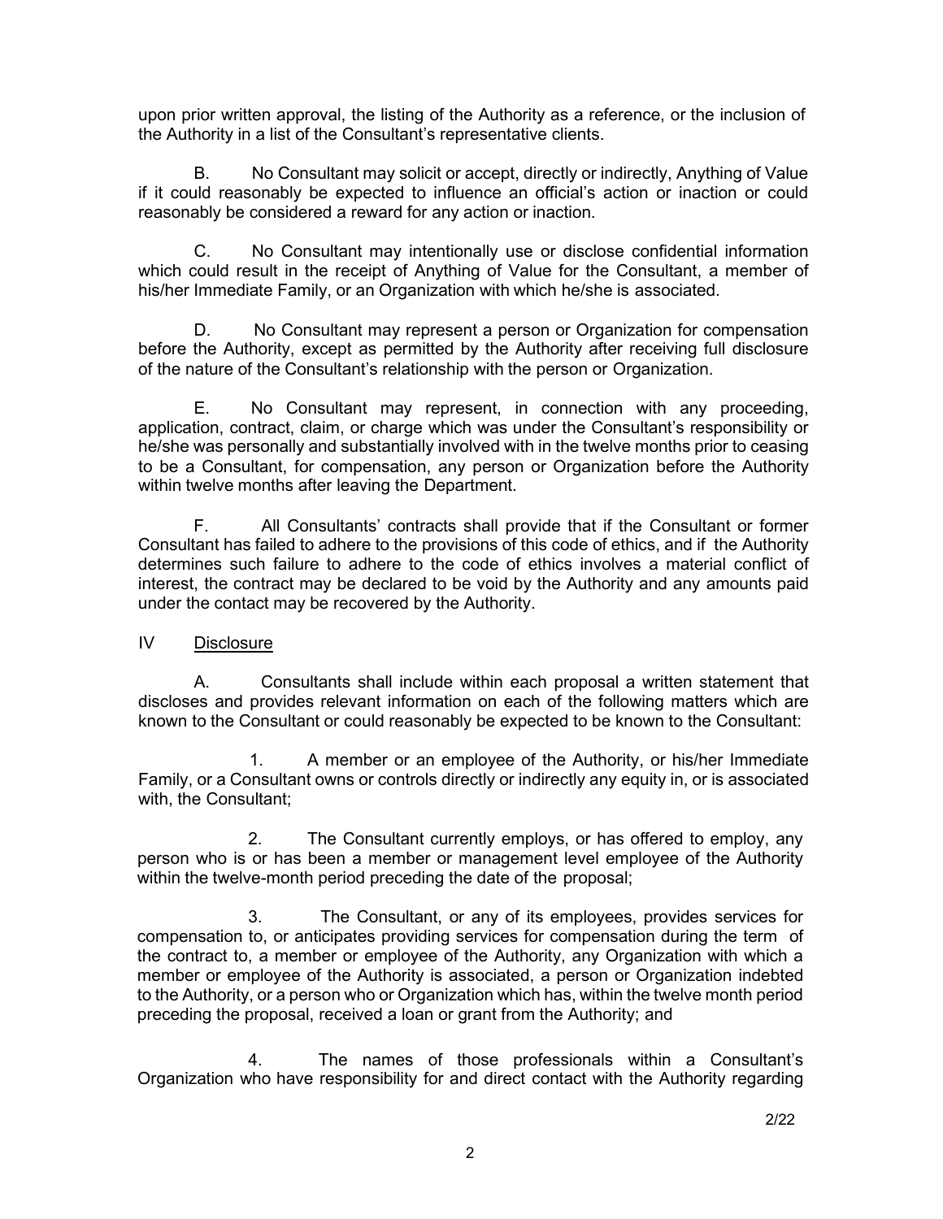upon prior written approval, the listing of the Authority as a reference, or the inclusion of the Authority in a list of the Consultant's representative clients.

B. No Consultant may solicit or accept, directly or indirectly, Anything of Value if it could reasonably be expected to influence an official's action or inaction or could reasonably be considered a reward for any action or inaction.

C. No Consultant may intentionally use or disclose confidential information which could result in the receipt of Anything of Value for the Consultant, a member of his/her Immediate Family, or an Organization with which he/she is associated.

D. No Consultant may represent a person or Organization for compensation before the Authority, except as permitted by the Authority after receiving full disclosure of the nature of the Consultant's relationship with the person or Organization.

E. No Consultant may represent, in connection with any proceeding, application, contract, claim, or charge which was under the Consultant's responsibility or he/she was personally and substantially involved with in the twelve months prior to ceasing to be a Consultant, for compensation, any person or Organization before the Authority within twelve months after leaving the Department.

F. All Consultants' contracts shall provide that if the Consultant or former Consultant has failed to adhere to the provisions of this code of ethics, and if the Authority determines such failure to adhere to the code of ethics involves a material conflict of interest, the contract may be declared to be void by the Authority and any amounts paid under the contact may be recovered by the Authority.

## IV Disclosure

A. Consultants shall include within each proposal a written statement that discloses and provides relevant information on each of the following matters which are known to the Consultant or could reasonably be expected to be known to the Consultant:

1. A member or an employee of the Authority, or his/her Immediate Family, or a Consultant owns or controls directly or indirectly any equity in, or is associated with, the Consultant;

2. The Consultant currently employs, or has offered to employ, any person who is or has been a member or management level employee of the Authority within the twelve-month period preceding the date of the proposal;

3. The Consultant, or any of its employees, provides services for compensation to, or anticipates providing services for compensation during the term of the contract to, a member or employee of the Authority, any Organization with which a member or employee of the Authority is associated, a person or Organization indebted to the Authority, or a person who or Organization which has, within the twelve month period preceding the proposal, received a loan or grant from the Authority; and

4. The names of those professionals within a Consultant's Organization who have responsibility for and direct contact with the Authority regarding

2/22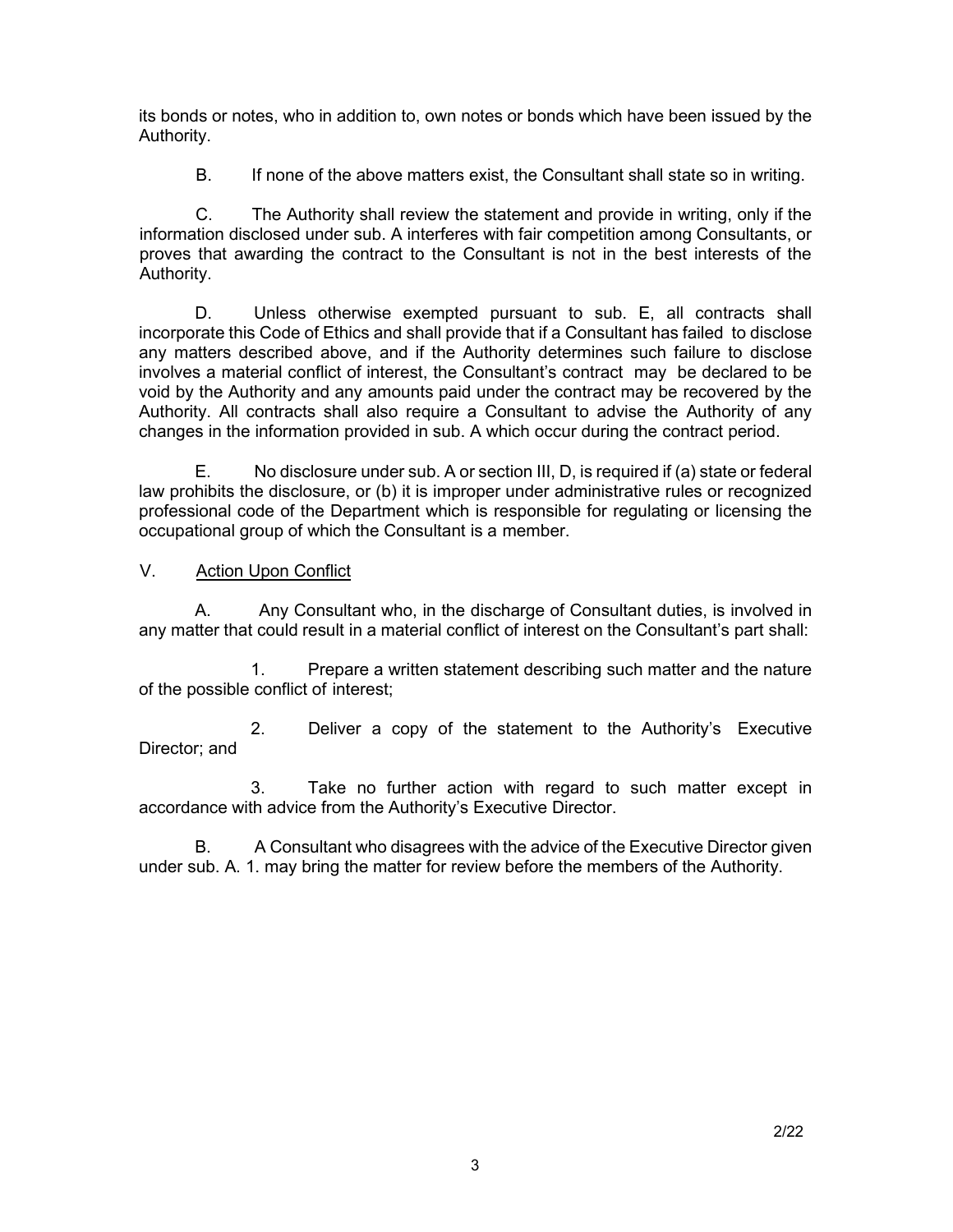its bonds or notes, who in addition to, own notes or bonds which have been issued by the Authority.

B. If none of the above matters exist, the Consultant shall state so in writing.

C. The Authority shall review the statement and provide in writing, only if the information disclosed under sub. A interferes with fair competition among Consultants, or proves that awarding the contract to the Consultant is not in the best interests of the Authority.

D. Unless otherwise exempted pursuant to sub. E, all contracts shall incorporate this Code of Ethics and shall provide that if a Consultant has failed to disclose any matters described above, and if the Authority determines such failure to disclose involves a material conflict of interest, the Consultant's contract may be declared to be void by the Authority and any amounts paid under the contract may be recovered by the Authority. All contracts shall also require a Consultant to advise the Authority of any changes in the information provided in sub. A which occur during the contract period.

E. No disclosure under sub. A or section III, D, is required if (a) state or federal law prohibits the disclosure, or (b) it is improper under administrative rules or recognized professional code of the Department which is responsible for regulating or licensing the occupational group of which the Consultant is a member.

V. Action Upon Conflict

A. Any Consultant who, in the discharge of Consultant duties, is involved in any matter that could result in a material conflict of interest on the Consultant's part shall:

1. Prepare a written statement describing such matter and the nature of the possible conflict of interest;

2. Deliver a copy of the statement to the Authority's Executive Director; and

3. Take no further action with regard to such matter except in accordance with advice from the Authority's Executive Director.

B. A Consultant who disagrees with the advice of the Executive Director given under sub. A. 1. may bring the matter for review before the members of the Authority.

2/22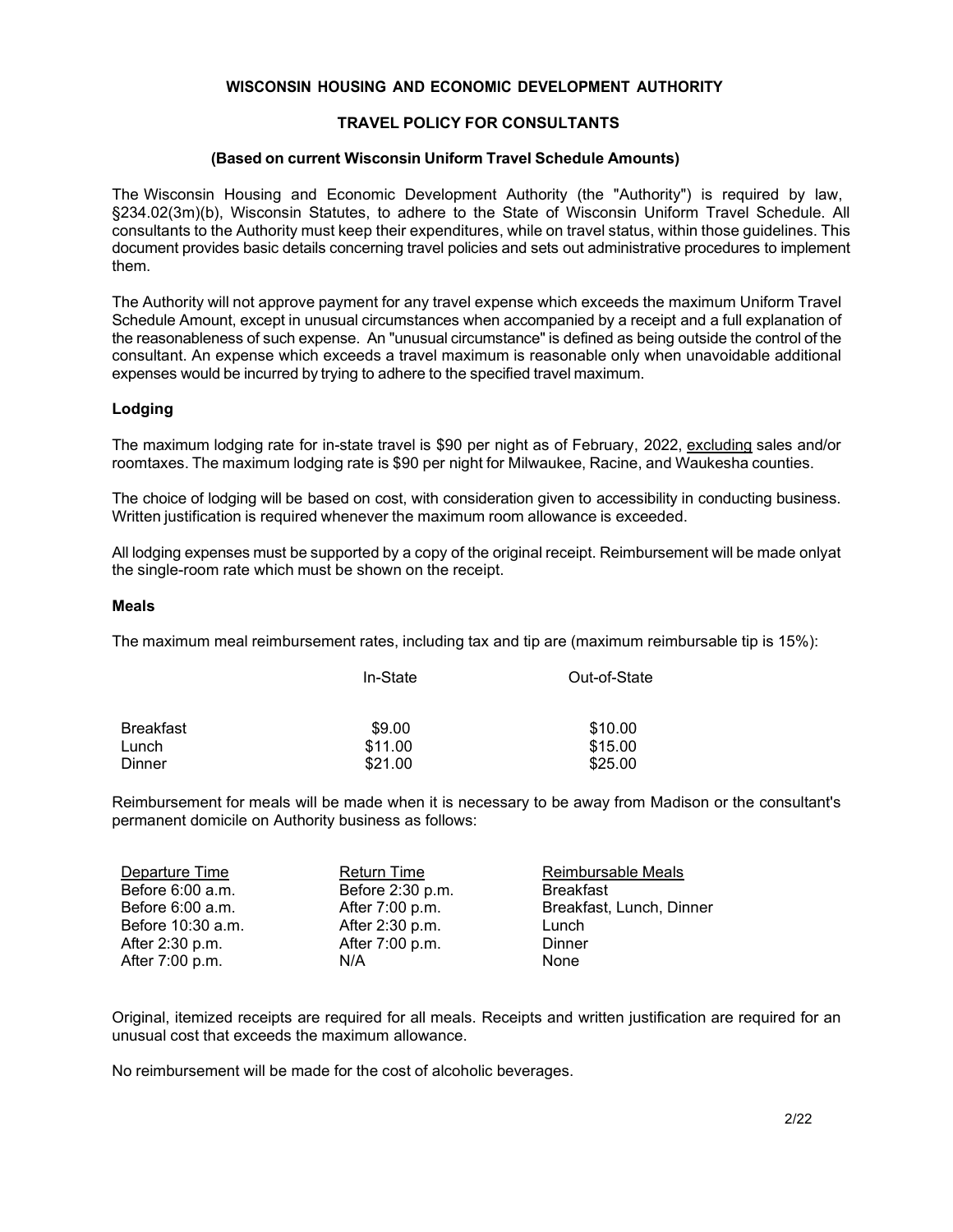**WISCONSIN HOUSING AND ECONOMIC DEVELOPMENT AUTHORITY**

**TRAVEL POLICY FOR CONSULTANTS**

**(Based on current Wisconsin Uniform Travel Schedule Amounts)**

The Wisconsin Housing and Economic Development Authority (the "Authority") is required by law, §234.02(3m)(b), Wisconsin Statutes, to adhere to the State of Wisconsin Uniform Travel Schedule. All consultants to the Authority must keep their expenditures, while on travel status, within those guidelines. This document provides basic details concerning travel policies and sets out administrative procedures to implement them.

The Authority will not approve payment for any travel expense which exceeds the maximum Uniform Travel Schedule Amount, except in unusual circumstances when accompanied by a receipt and a full explanation of the reasonableness of such expense. An "unusual circumstance" is defined as being outside the control of the consultant. An expense which exceeds a travel maximum is reasonable only when unavoidable additional expenses would be incurred by trying to adhere to the specified travel maximum.

**Lodging**

The maximum lodging rate for in-state travel is $90 per night as of February, 2022, excluding sales and/or roomtaxes. The maximum lodging rate is $90 per night for Milwaukee, Racine, and Waukesha counties.

The choice of lodging will be based on cost, with consideration given to accessibility in conducting business. Written justification is required whenever the maximum room allowance is exceeded.

All lodging expenses must be supported by a copy of the original receipt. Reimbursement will be made onlyat the single-room rate which must be shown on the receipt.

**Meals**

The maximum meal reimbursement rates, including tax and tip are (maximum reimbursable tip is 15%):

| | In-State | Out-of-State |
|---|---|---|
| Breakfast | $9.00 | $10.00 |
| Lunch | $11.00 | $15.00 |
| Dinner | $21.00 | $25.00 |

Reimbursement for meals will be made when it is necessary to be away from Madison or the consultant's permanent domicile on Authority business as follows:

| Departure Time | Return Time | Reimbursable Meals |
|---|---|---|
| Before 6:00 a.m. | Before 2:30 p.m. | Breakfast |
| Before 6:00 a.m. | After 7:00 p.m. | Breakfast, Lunch, Dinner |
| Before 10:30 a.m. | After 2:30 p.m. | Lunch |
| After 2:30 p.m. | After 7:00 p.m. | Dinner |
| After 7:00 p.m. | N/A | None |

Original, itemized receipts are required for all meals. Receipts and written justification are required for an unusual cost that exceeds the maximum allowance.

No reimbursement will be made for the cost of alcoholic beverages.

2/22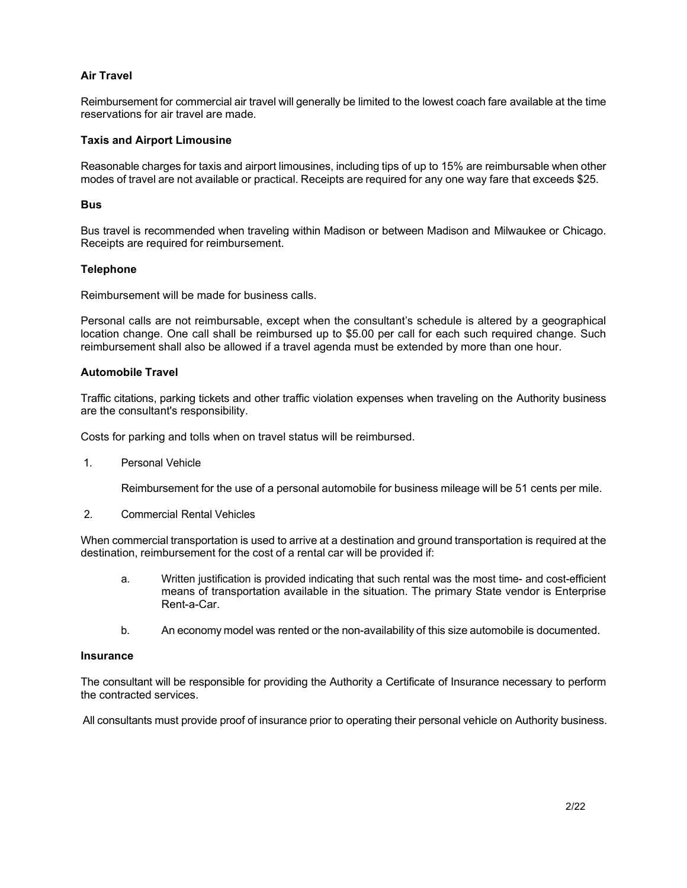**Air Travel**

Reimbursement for commercial air travel will generally be limited to the lowest coach fare available at the time reservations for air travel are made.

**Taxis and Airport Limousine**

Reasonable charges for taxis and airport limousines, including tips of up to 15% are reimbursable when other modes of travel are not available or practical. Receipts are required for any one way fare that exceeds $25.

**Bus**

Bus travel is recommended when traveling within Madison or between Madison and Milwaukee or Chicago. Receipts are required for reimbursement.

**Telephone**

Reimbursement will be made for business calls.

Personal calls are not reimbursable, except when the consultant's schedule is altered by a geographical location change. One call shall be reimbursed up to $5.00 per call for each such required change. Such reimbursement shall also be allowed if a travel agenda must be extended by more than one hour.

**Automobile Travel**

Traffic citations, parking tickets and other traffic violation expenses when traveling on the Authority business are the consultant's responsibility.

Costs for parking and tolls when on travel status will be reimbursed.

1. Personal Vehicle

   Reimbursement for the use of a personal automobile for business mileage will be 51 cents per mile.

2. Commercial Rental Vehicles

When commercial transportation is used to arrive at a destination and ground transportation is required at the destination, reimbursement for the cost of a rental car will be provided if:

   a. Written justification is provided indicating that such rental was the most time- and cost-efficient means of transportation available in the situation. The primary State vendor is Enterprise Rent-a-Car.

   b. An economy model was rented or the non-availability of this size automobile is documented.

**Insurance**

The consultant will be responsible for providing the Authority a Certificate of Insurance necessary to perform the contracted services.

All consultants must provide proof of insurance prior to operating their personal vehicle on Authority business.